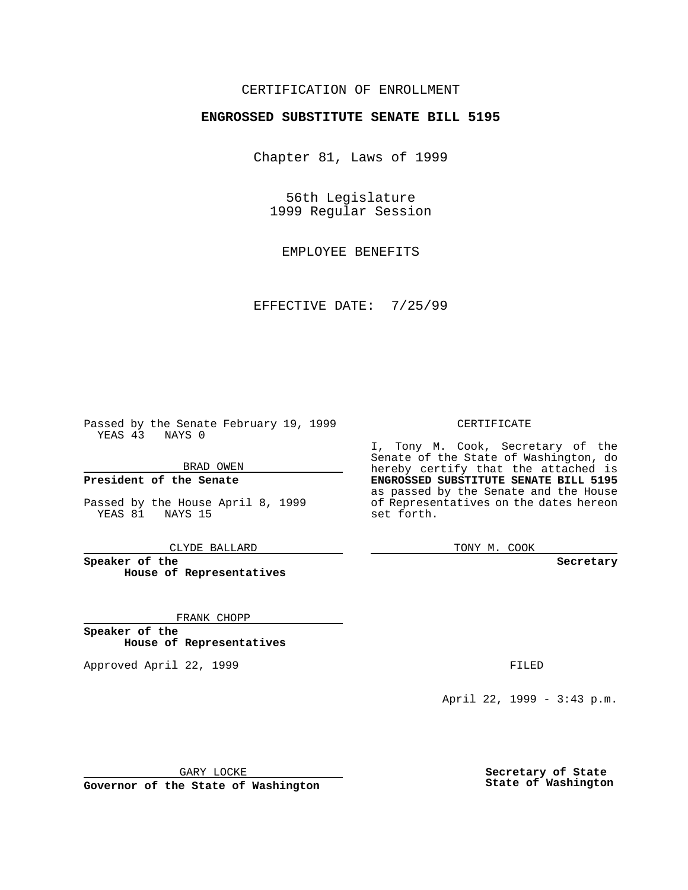CERTIFICATION OF ENROLLMENT

**ENGROSSED SUBSTITUTE SENATE BILL 5195**

Chapter 81, Laws of 1999

56th Legislature
1999 Regular Session

EMPLOYEE BENEFITS

EFFECTIVE DATE: 7/25/99

Passed by the Senate February 19, 1999
YEAS 43 NAYS 0

BRAD OWEN

**President of the Senate**

Passed by the House April 8, 1999
YEAS 81 NAYS 15

CLYDE BALLARD

**Speaker of the House of Representatives**

FRANK CHOPP

**Speaker of the House of Representatives**

Approved April 22, 1999

GARY LOCKE

**Governor of the State of Washington**

CERTIFICATE

I, Tony M. Cook, Secretary of the Senate of the State of Washington, do hereby certify that the attached is **ENGROSSED SUBSTITUTE SENATE BILL 5195** as passed by the Senate and the House of Representatives on the dates hereon set forth.

TONY M. COOK

**Secretary**

FILED

April 22, 1999 - 3:43 p.m.

**Secretary of State
State of Washington**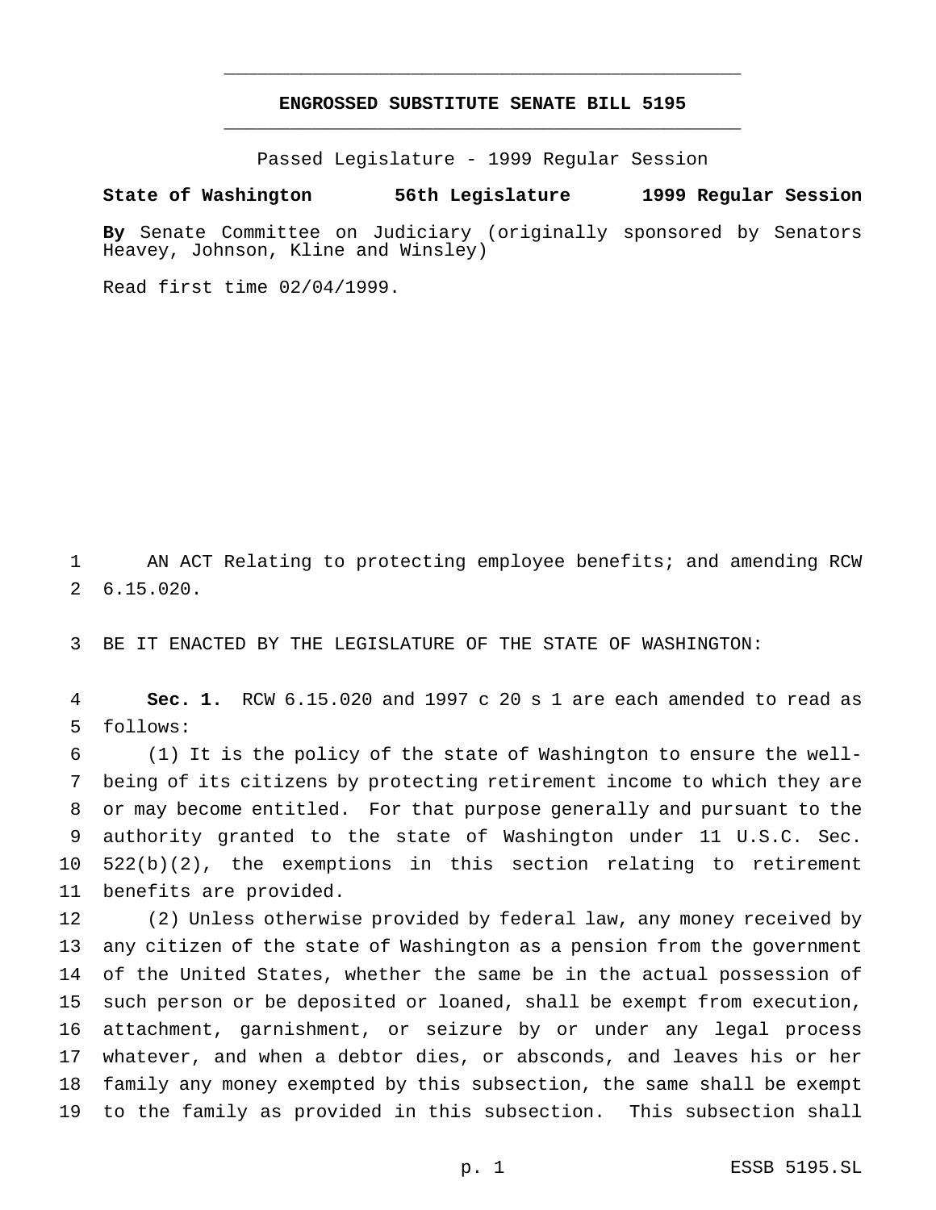# ENGROSSED SUBSTITUTE SENATE BILL 5195

Passed Legislature - 1999 Regular Session

**State of Washington 56th Legislature 1999 Regular Session**

**By** Senate Committee on Judiciary (originally sponsored by Senators Heavey, Johnson, Kline and Winsley)

Read first time 02/04/1999.

AN ACT Relating to protecting employee benefits; and amending RCW 6.15.020.

BE IT ENACTED BY THE LEGISLATURE OF THE STATE OF WASHINGTON:

**Sec. 1.** RCW 6.15.020 and 1997 c 20 s 1 are each amended to read as follows:

(1) It is the policy of the state of Washington to ensure the well-being of its citizens by protecting retirement income to which they are or may become entitled. For that purpose generally and pursuant to the authority granted to the state of Washington under 11 U.S.C. Sec. 522(b)(2), the exemptions in this section relating to retirement benefits are provided.

(2) Unless otherwise provided by federal law, any money received by any citizen of the state of Washington as a pension from the government of the United States, whether the same be in the actual possession of such person or be deposited or loaned, shall be exempt from execution, attachment, garnishment, or seizure by or under any legal process whatever, and when a debtor dies, or absconds, and leaves his or her family any money exempted by this subsection, the same shall be exempt to the family as provided in this subsection. This subsection shall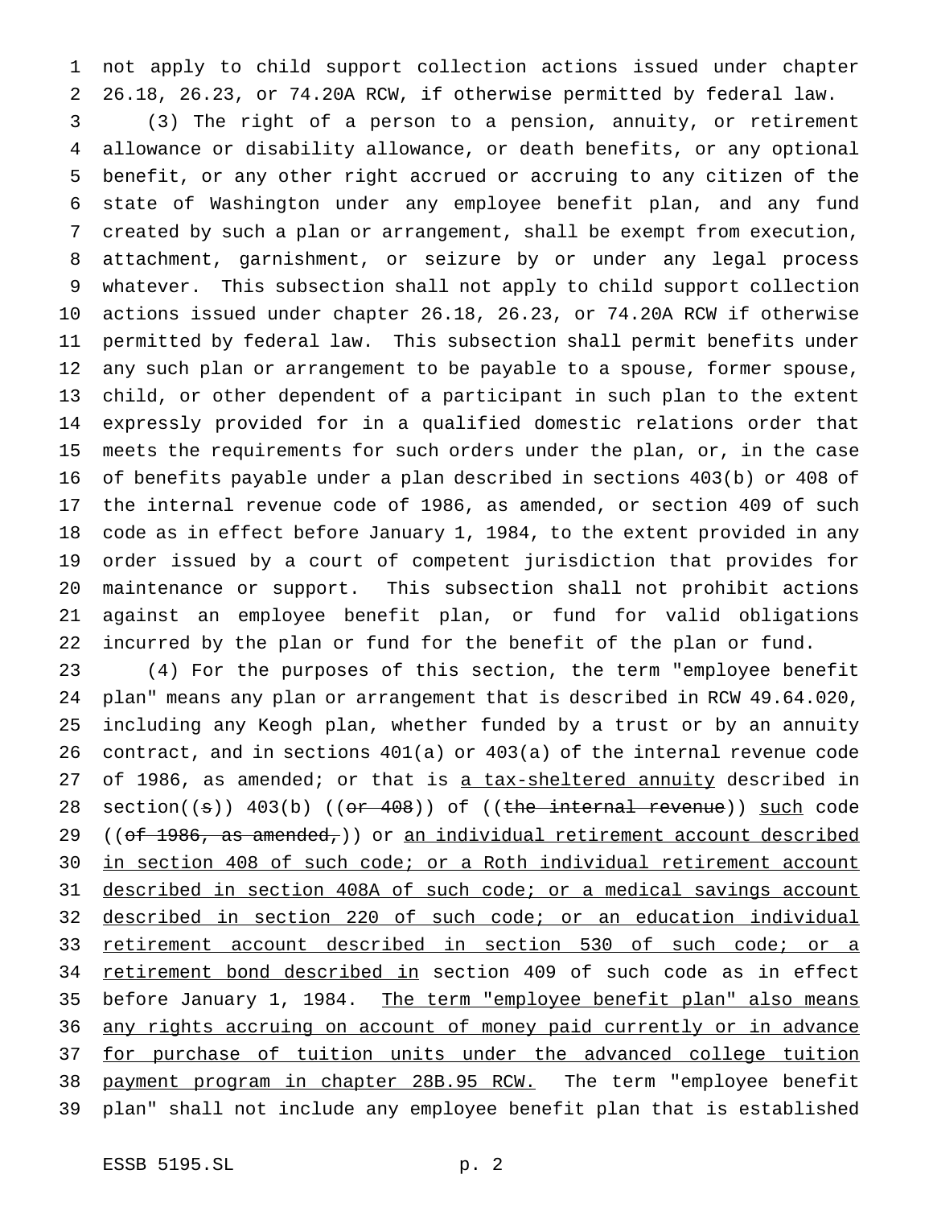not apply to child support collection actions issued under chapter 26.18, 26.23, or 74.20A RCW, if otherwise permitted by federal law.

(3) The right of a person to a pension, annuity, or retirement allowance or disability allowance, or death benefits, or any optional benefit, or any other right accrued or accruing to any citizen of the state of Washington under any employee benefit plan, and any fund created by such a plan or arrangement, shall be exempt from execution, attachment, garnishment, or seizure by or under any legal process whatever. This subsection shall not apply to child support collection actions issued under chapter 26.18, 26.23, or 74.20A RCW if otherwise permitted by federal law. This subsection shall permit benefits under any such plan or arrangement to be payable to a spouse, former spouse, child, or other dependent of a participant in such plan to the extent expressly provided for in a qualified domestic relations order that meets the requirements for such orders under the plan, or, in the case of benefits payable under a plan described in sections 403(b) or 408 of the internal revenue code of 1986, as amended, or section 409 of such code as in effect before January 1, 1984, to the extent provided in any order issued by a court of competent jurisdiction that provides for maintenance or support. This subsection shall not prohibit actions against an employee benefit plan, or fund for valid obligations incurred by the plan or fund for the benefit of the plan or fund.

(4) For the purposes of this section, the term "employee benefit plan" means any plan or arrangement that is described in RCW 49.64.020, including any Keogh plan, whether funded by a trust or by an annuity contract, and in sections 401(a) or 403(a) of the internal revenue code of 1986, as amended; or that is <u>a tax-sheltered annuity</u> described in section((~~s~~)) 403(b) ((~~or 408~~)) of ((~~the internal revenue~~)) <u>such</u> code ((~~of 1986, as amended,~~)) or <u>an individual retirement account described in section 408 of such code; or a Roth individual retirement account described in section 408A of such code; or a medical savings account described in section 220 of such code; or an education individual retirement account described in section 530 of such code; or a retirement bond described in</u> section 409 of such code as in effect before January 1, 1984. <u>The term "employee benefit plan" also means any rights accruing on account of money paid currently or in advance for purchase of tuition units under the advanced college tuition payment program in chapter 28B.95 RCW.</u> The term "employee benefit plan" shall not include any employee benefit plan that is established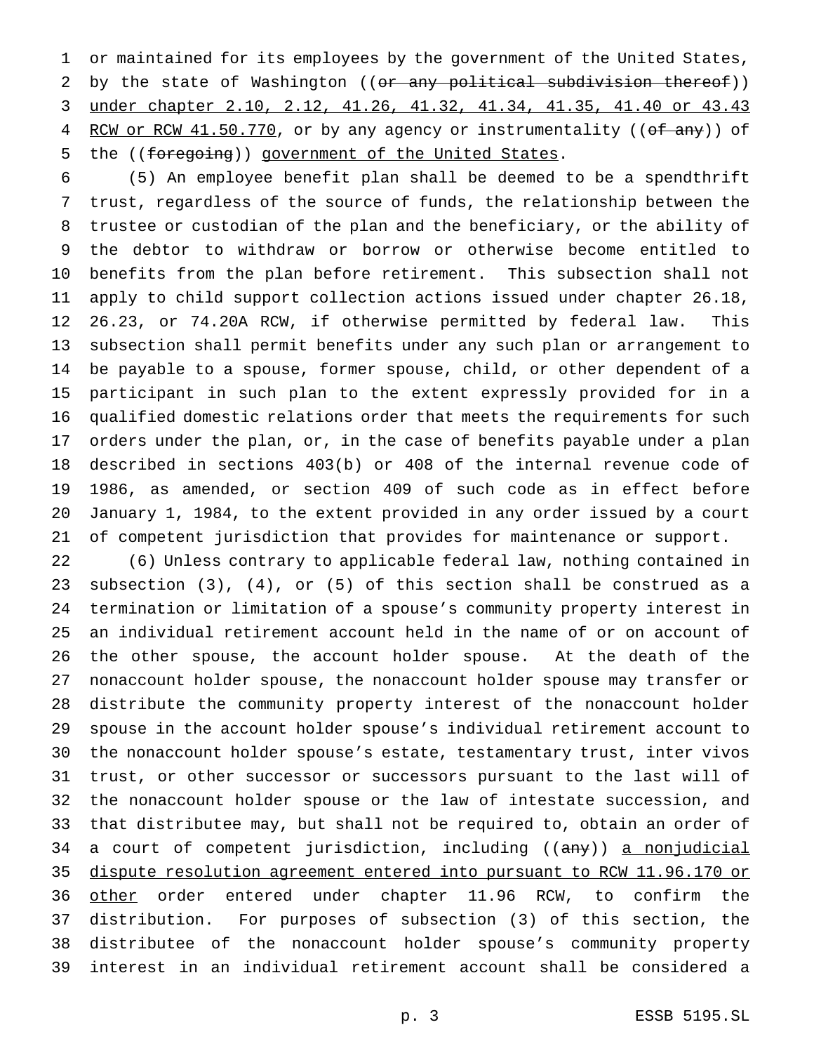or maintained for its employees by the government of the United States, by the state of Washington ((~~or any political subdivision thereof~~)) <u>under chapter 2.10, 2.12, 41.26, 41.32, 41.34, 41.35, 41.40 or 43.43 RCW or RCW 41.50.770</u>, or by any agency or instrumentality ((~~of any~~)) of the ((~~foregoing~~)) <u>government of the United States</u>.

(5) An employee benefit plan shall be deemed to be a spendthrift trust, regardless of the source of funds, the relationship between the trustee or custodian of the plan and the beneficiary, or the ability of the debtor to withdraw or borrow or otherwise become entitled to benefits from the plan before retirement. This subsection shall not apply to child support collection actions issued under chapter 26.18, 26.23, or 74.20A RCW, if otherwise permitted by federal law. This subsection shall permit benefits under any such plan or arrangement to be payable to a spouse, former spouse, child, or other dependent of a participant in such plan to the extent expressly provided for in a qualified domestic relations order that meets the requirements for such orders under the plan, or, in the case of benefits payable under a plan described in sections 403(b) or 408 of the internal revenue code of 1986, as amended, or section 409 of such code as in effect before January 1, 1984, to the extent provided in any order issued by a court of competent jurisdiction that provides for maintenance or support.

(6) Unless contrary to applicable federal law, nothing contained in subsection (3), (4), or (5) of this section shall be construed as a termination or limitation of a spouse's community property interest in an individual retirement account held in the name of or on account of the other spouse, the account holder spouse. At the death of the nonaccount holder spouse, the nonaccount holder spouse may transfer or distribute the community property interest of the nonaccount holder spouse in the account holder spouse's individual retirement account to the nonaccount holder spouse's estate, testamentary trust, inter vivos trust, or other successor or successors pursuant to the last will of the nonaccount holder spouse or the law of intestate succession, and that distributee may, but shall not be required to, obtain an order of a court of competent jurisdiction, including ((~~any~~)) <u>a nonjudicial dispute resolution agreement entered into pursuant to RCW 11.96.170 or other</u> order entered under chapter 11.96 RCW, to confirm the distribution. For purposes of subsection (3) of this section, the distributee of the nonaccount holder spouse's community property interest in an individual retirement account shall be considered a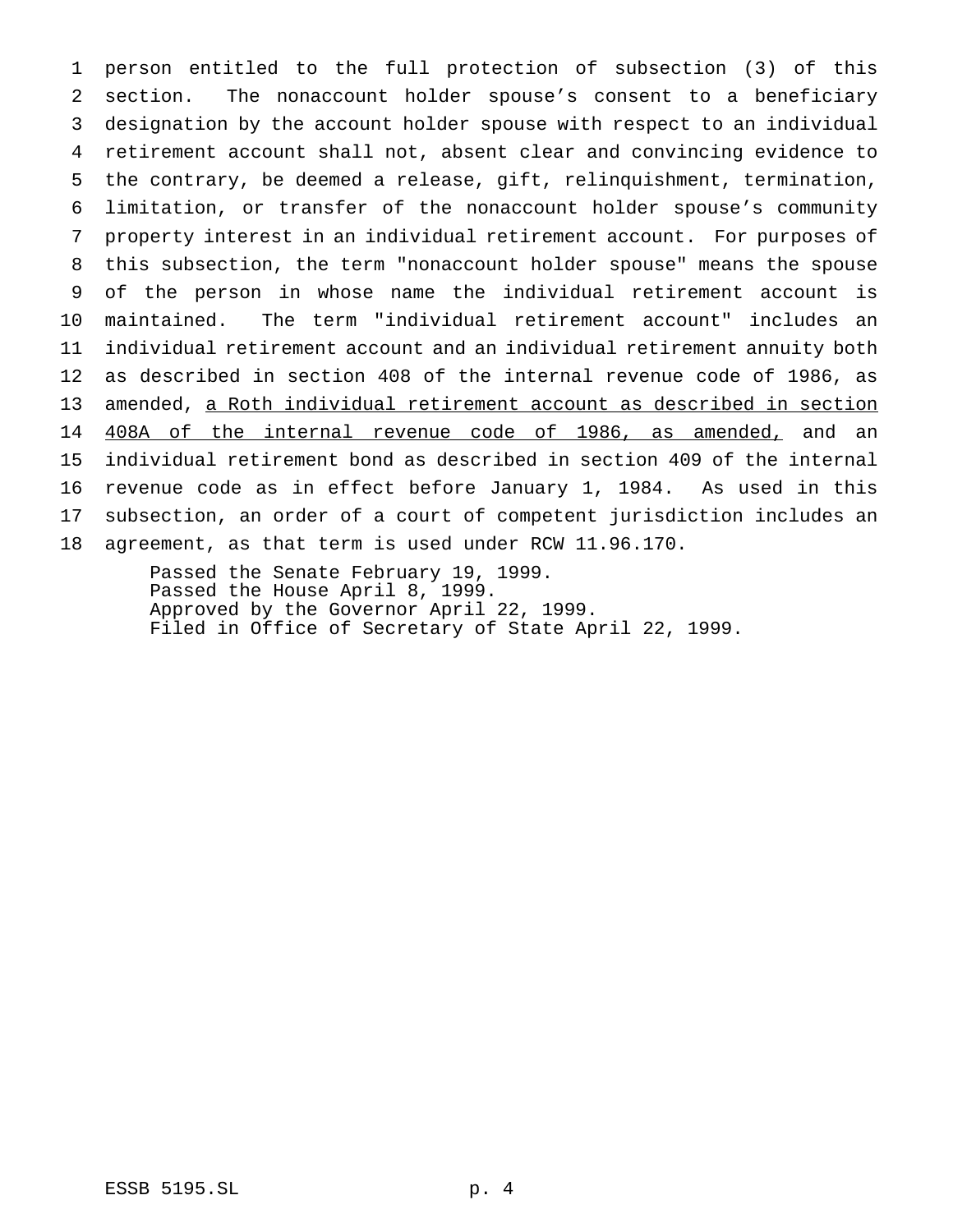person entitled to the full protection of subsection (3) of this section. The nonaccount holder spouse's consent to a beneficiary designation by the account holder spouse with respect to an individual retirement account shall not, absent clear and convincing evidence to the contrary, be deemed a release, gift, relinquishment, termination, limitation, or transfer of the nonaccount holder spouse's community property interest in an individual retirement account. For purposes of this subsection, the term "nonaccount holder spouse" means the spouse of the person in whose name the individual retirement account is maintained. The term "individual retirement account" includes an individual retirement account and an individual retirement annuity both as described in section 408 of the internal revenue code of 1986, as amended, <u>a Roth individual retirement account as described in section 408A of the internal revenue code of 1986, as amended,</u> and an individual retirement bond as described in section 409 of the internal revenue code as in effect before January 1, 1984. As used in this subsection, an order of a court of competent jurisdiction includes an agreement, as that term is used under RCW 11.96.170.

Passed the Senate February 19, 1999.
Passed the House April 8, 1999.
Approved by the Governor April 22, 1999.
Filed in Office of Secretary of State April 22, 1999.